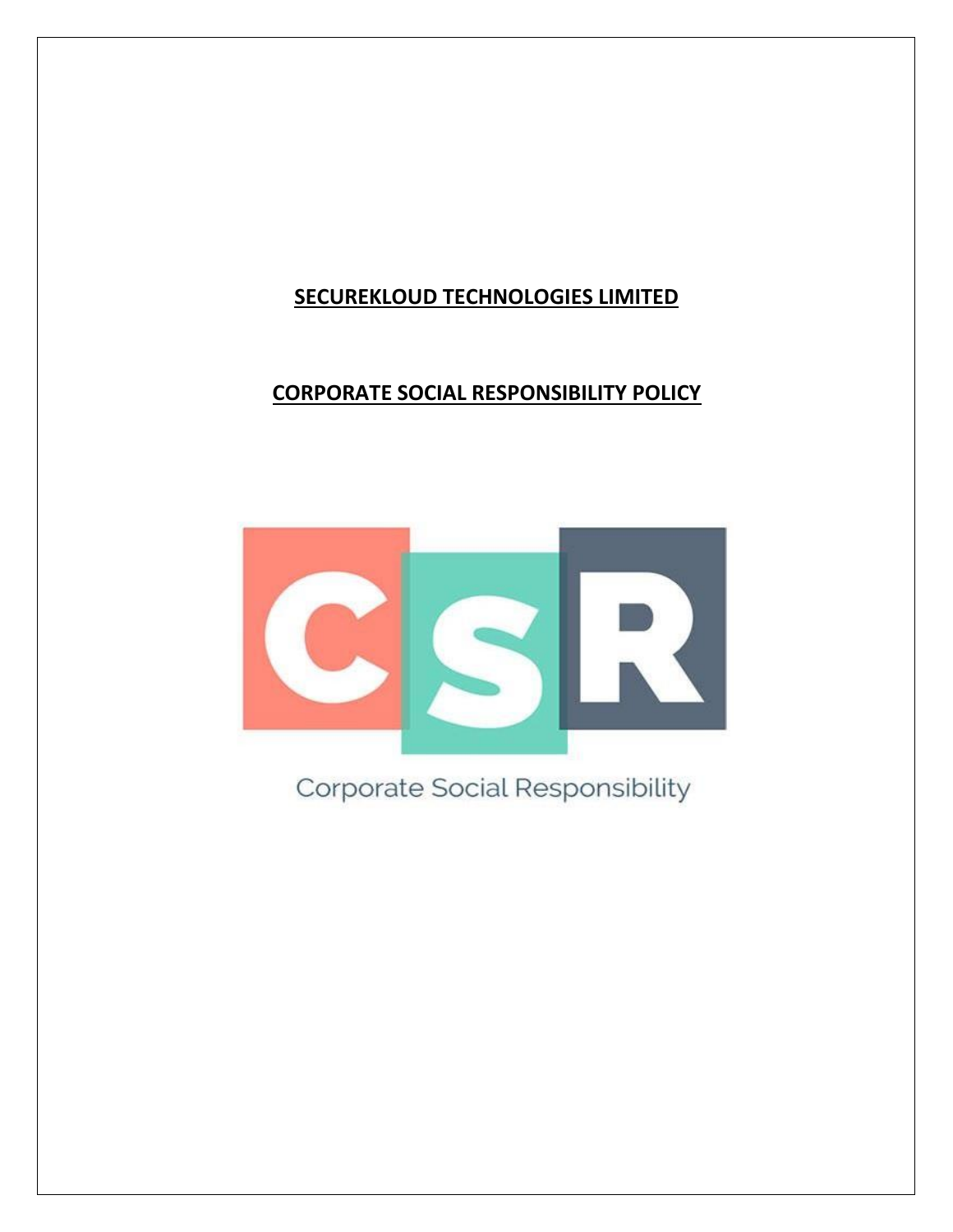# SECUREKLOUD TECHNOLOGIES LIMITED

# CORPORATE SOCIAL RESPONSIBILITY POLICY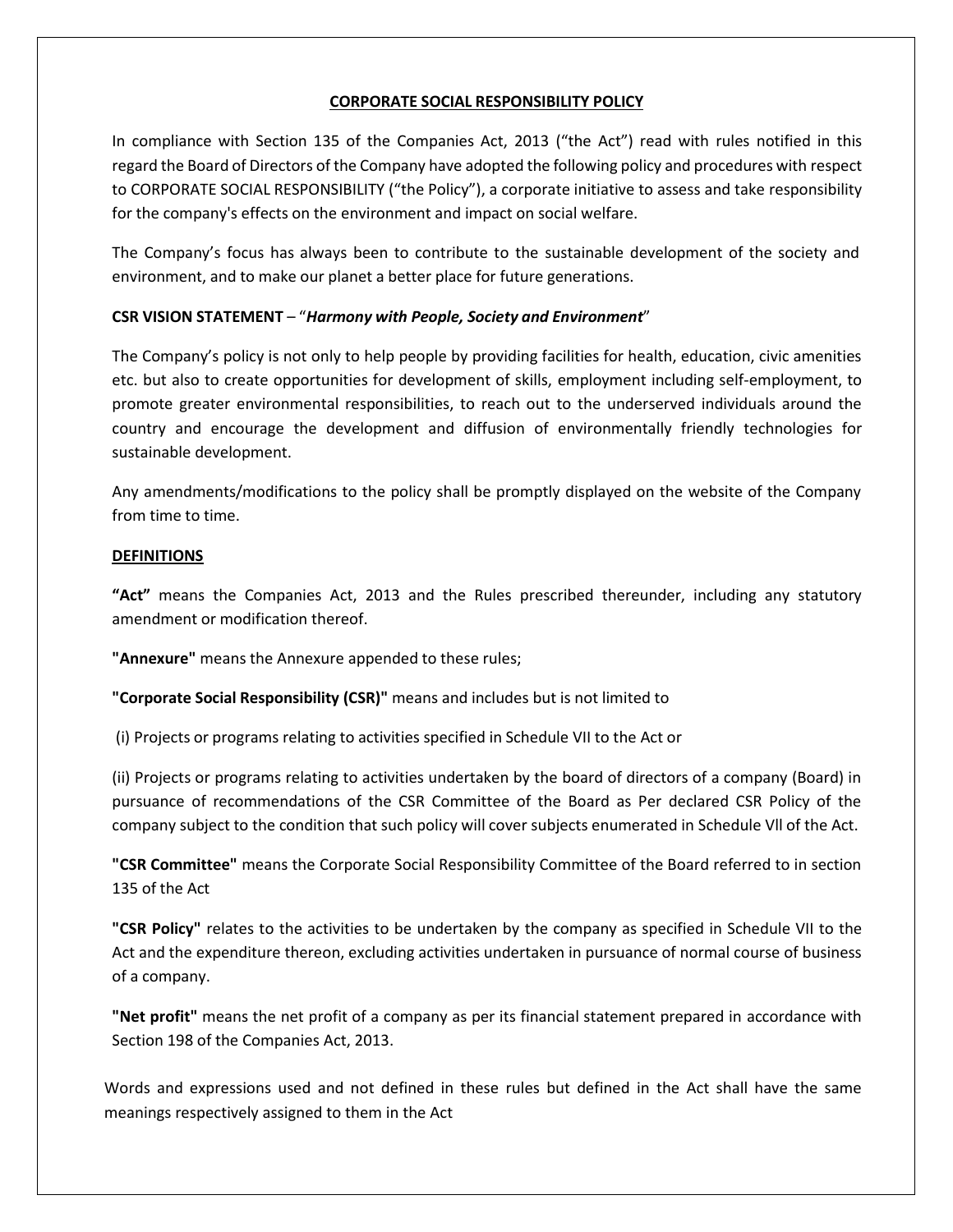## CORPORATE SOCIAL RESPONSIBILITY POLICY

In compliance with Section 135 of the Companies Act, 2013 ("the Act") read with rules notified in this regard the Board of Directors of the Company have adopted the following policy and procedures with respect to CORPORATE SOCIAL RESPONSIBILITY ("the Policy"), a corporate initiative to assess and take responsibility for the company's effects on the environment and impact on social welfare.

The Company's focus has always been to contribute to the sustainable development of the society and environment, and to make our planet a better place for future generations.

**CSR VISION STATEMENT** – "***Harmony with People, Society and Environment***"

The Company's policy is not only to help people by providing facilities for health, education, civic amenities etc. but also to create opportunities for development of skills, employment including self-employment, to promote greater environmental responsibilities, to reach out to the underserved individuals around the country and encourage the development and diffusion of environmentally friendly technologies for sustainable development.

Any amendments/modifications to the policy shall be promptly displayed on the website of the Company from time to time.

### DEFINITIONS

**"Act"** means the Companies Act, 2013 and the Rules prescribed thereunder, including any statutory amendment or modification thereof.

**"Annexure"** means the Annexure appended to these rules;

**"Corporate Social Responsibility (CSR)"** means and includes but is not limited to

(i) Projects or programs relating to activities specified in Schedule VII to the Act or

(ii) Projects or programs relating to activities undertaken by the board of directors of a company (Board) in pursuance of recommendations of the CSR Committee of the Board as Per declared CSR Policy of the company subject to the condition that such policy will cover subjects enumerated in Schedule Vll of the Act.

**"CSR Committee"** means the Corporate Social Responsibility Committee of the Board referred to in section 135 of the Act

**"CSR Policy"** relates to the activities to be undertaken by the company as specified in Schedule VII to the Act and the expenditure thereon, excluding activities undertaken in pursuance of normal course of business of a company.

**"Net profit"** means the net profit of a company as per its financial statement prepared in accordance with Section 198 of the Companies Act, 2013.

Words and expressions used and not defined in these rules but defined in the Act shall have the same meanings respectively assigned to them in the Act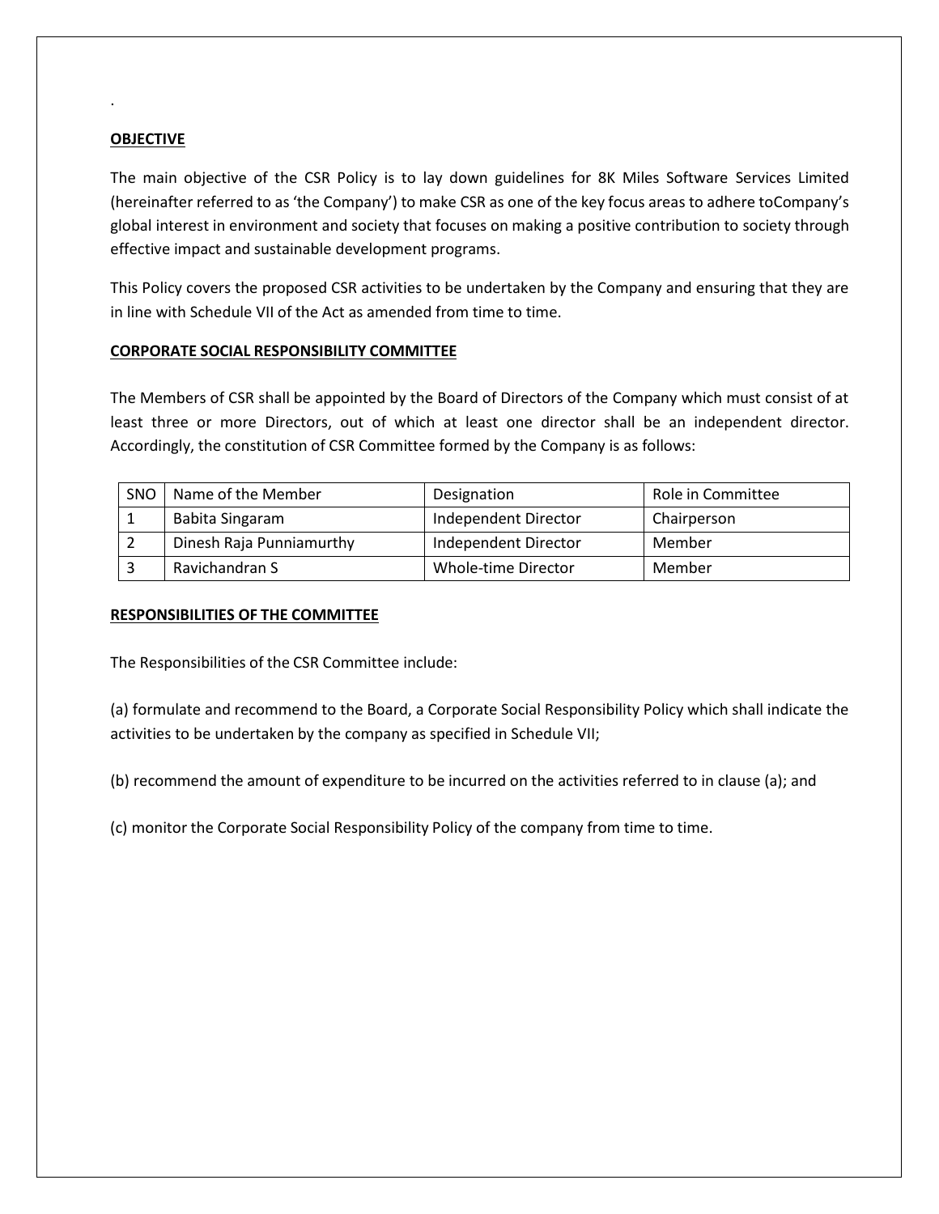.

**OBJECTIVE**

The main objective of the CSR Policy is to lay down guidelines for 8K Miles Software Services Limited (hereinafter referred to as 'the Company') to make CSR as one of the key focus areas to adhere toCompany's global interest in environment and society that focuses on making a positive contribution to society through effective impact and sustainable development programs.

This Policy covers the proposed CSR activities to be undertaken by the Company and ensuring that they are in line with Schedule VII of the Act as amended from time to time.

**CORPORATE SOCIAL RESPONSIBILITY COMMITTEE**

The Members of CSR shall be appointed by the Board of Directors of the Company which must consist of at least three or more Directors, out of which at least one director shall be an independent director. Accordingly, the constitution of CSR Committee formed by the Company is as follows:

| SNO | Name of the Member | Designation | Role in Committee |
|---|---|---|---|
| 1 | Babita Singaram | Independent Director | Chairperson |
| 2 | Dinesh Raja Punniamurthy | Independent Director | Member |
| 3 | Ravichandran S | Whole-time Director | Member |

**RESPONSIBILITIES OF THE COMMITTEE**

The Responsibilities of the CSR Committee include:

(a) formulate and recommend to the Board, a Corporate Social Responsibility Policy which shall indicate the activities to be undertaken by the company as specified in Schedule VII;

(b) recommend the amount of expenditure to be incurred on the activities referred to in clause (a); and

(c) monitor the Corporate Social Responsibility Policy of the company from time to time.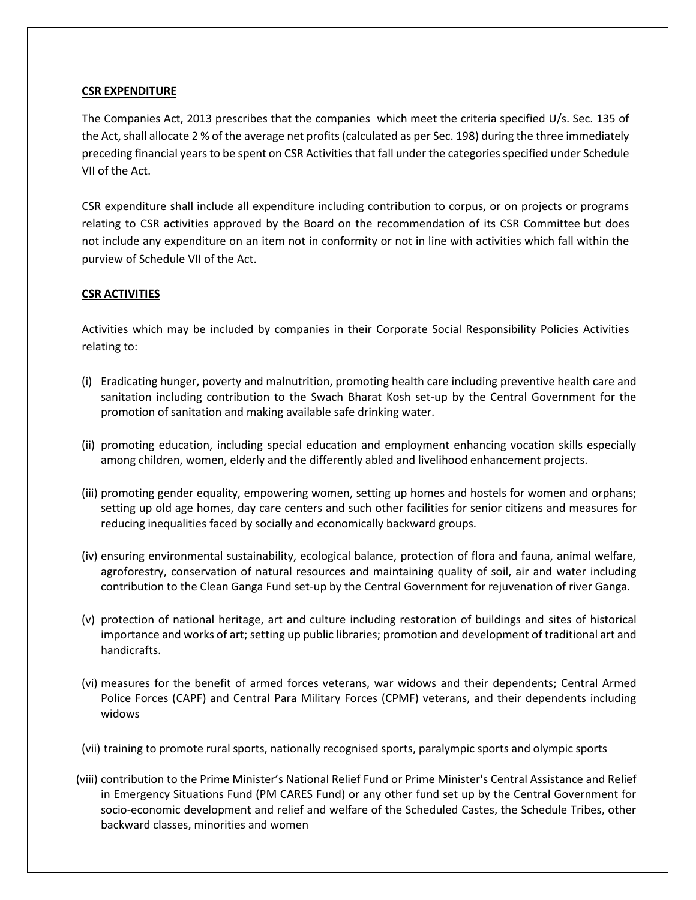**CSR EXPENDITURE**

The Companies Act, 2013 prescribes that the companies which meet the criteria specified U/s. Sec. 135 of the Act, shall allocate 2 % of the average net profits (calculated as per Sec. 198) during the three immediately preceding financial years to be spent on CSR Activities that fall under the categories specified under Schedule VII of the Act.

CSR expenditure shall include all expenditure including contribution to corpus, or on projects or programs relating to CSR activities approved by the Board on the recommendation of its CSR Committee but does not include any expenditure on an item not in conformity or not in line with activities which fall within the purview of Schedule VII of the Act.

**CSR ACTIVITIES**

Activities which may be included by companies in their Corporate Social Responsibility Policies Activities relating to:

(i) Eradicating hunger, poverty and malnutrition, promoting health care including preventive health care and sanitation including contribution to the Swach Bharat Kosh set-up by the Central Government for the promotion of sanitation and making available safe drinking water.

(ii) promoting education, including special education and employment enhancing vocation skills especially among children, women, elderly and the differently abled and livelihood enhancement projects.

(iii) promoting gender equality, empowering women, setting up homes and hostels for women and orphans; setting up old age homes, day care centers and such other facilities for senior citizens and measures for reducing inequalities faced by socially and economically backward groups.

(iv) ensuring environmental sustainability, ecological balance, protection of flora and fauna, animal welfare, agroforestry, conservation of natural resources and maintaining quality of soil, air and water including contribution to the Clean Ganga Fund set-up by the Central Government for rejuvenation of river Ganga.

(v) protection of national heritage, art and culture including restoration of buildings and sites of historical importance and works of art; setting up public libraries; promotion and development of traditional art and handicrafts.

(vi) measures for the benefit of armed forces veterans, war widows and their dependents; Central Armed Police Forces (CAPF) and Central Para Military Forces (CPMF) veterans, and their dependents including widows

(vii) training to promote rural sports, nationally recognised sports, paralympic sports and olympic sports

(viii) contribution to the Prime Minister's National Relief Fund or Prime Minister's Central Assistance and Relief in Emergency Situations Fund (PM CARES Fund) or any other fund set up by the Central Government for socio-economic development and relief and welfare of the Scheduled Castes, the Schedule Tribes, other backward classes, minorities and women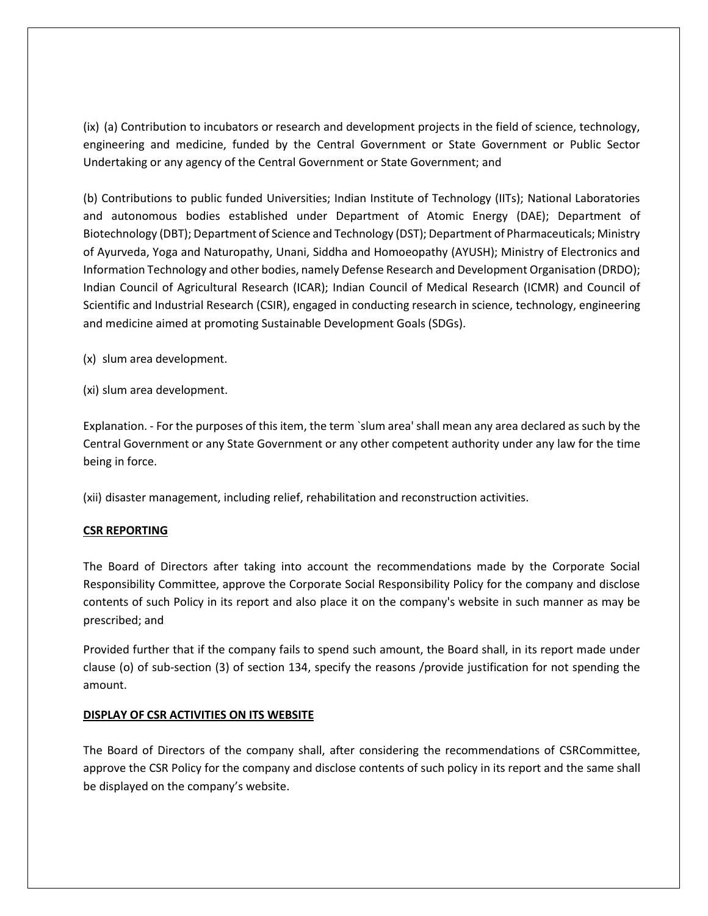(ix) (a) Contribution to incubators or research and development projects in the field of science, technology, engineering and medicine, funded by the Central Government or State Government or Public Sector Undertaking or any agency of the Central Government or State Government; and

(b) Contributions to public funded Universities; Indian Institute of Technology (IITs); National Laboratories and autonomous bodies established under Department of Atomic Energy (DAE); Department of Biotechnology (DBT); Department of Science and Technology (DST); Department of Pharmaceuticals; Ministry of Ayurveda, Yoga and Naturopathy, Unani, Siddha and Homoeopathy (AYUSH); Ministry of Electronics and Information Technology and other bodies, namely Defense Research and Development Organisation (DRDO); Indian Council of Agricultural Research (ICAR); Indian Council of Medical Research (ICMR) and Council of Scientific and Industrial Research (CSIR), engaged in conducting research in science, technology, engineering and medicine aimed at promoting Sustainable Development Goals (SDGs).

(x) slum area development.

(xi) slum area development.

Explanation. - For the purposes of this item, the term `slum area' shall mean any area declared as such by the Central Government or any State Government or any other competent authority under any law for the time being in force.

(xii) disaster management, including relief, rehabilitation and reconstruction activities.

**CSR REPORTING**

The Board of Directors after taking into account the recommendations made by the Corporate Social Responsibility Committee, approve the Corporate Social Responsibility Policy for the company and disclose contents of such Policy in its report and also place it on the company's website in such manner as may be prescribed; and

Provided further that if the company fails to spend such amount, the Board shall, in its report made under clause (o) of sub-section (3) of section 134, specify the reasons /provide justification for not spending the amount.

**DISPLAY OF CSR ACTIVITIES ON ITS WEBSITE**

The Board of Directors of the company shall, after considering the recommendations of CSRCommittee, approve the CSR Policy for the company and disclose contents of such policy in its report and the same shall be displayed on the company's website.